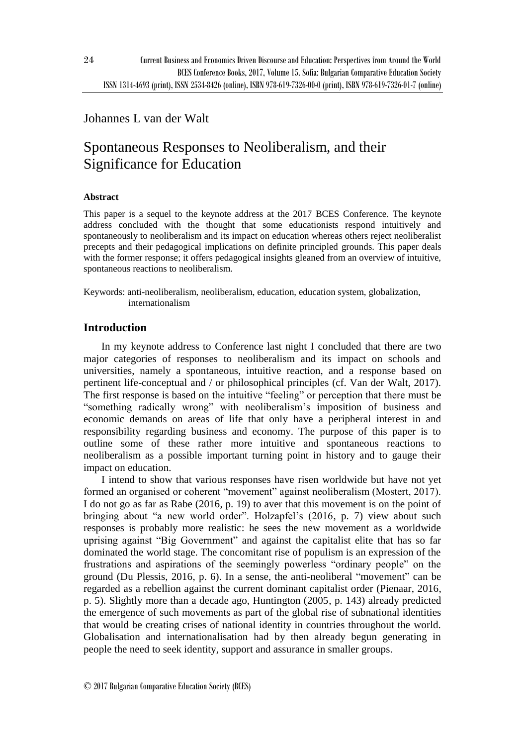Johannes L van der Walt

# Spontaneous Responses to Neoliberalism, and their Significance for Education

**Abstract**

This paper is a sequel to the keynote address at the 2017 BCES Conference. The keynote address concluded with the thought that some educationists respond intuitively and spontaneously to neoliberalism and its impact on education whereas others reject neoliberalist precepts and their pedagogical implications on definite principled grounds. This paper deals with the former response; it offers pedagogical insights gleaned from an overview of intuitive, spontaneous reactions to neoliberalism.

Keywords: anti-neoliberalism, neoliberalism, education, education system, globalization, internationalism

## Introduction

In my keynote address to Conference last night I concluded that there are two major categories of responses to neoliberalism and its impact on schools and universities, namely a spontaneous, intuitive reaction, and a response based on pertinent life-conceptual and / or philosophical principles (cf. Van der Walt, 2017). The first response is based on the intuitive "feeling" or perception that there must be "something radically wrong" with neoliberalism's imposition of business and economic demands on areas of life that only have a peripheral interest in and responsibility regarding business and economy. The purpose of this paper is to outline some of these rather more intuitive and spontaneous reactions to neoliberalism as a possible important turning point in history and to gauge their impact on education.

I intend to show that various responses have risen worldwide but have not yet formed an organised or coherent "movement" against neoliberalism (Mostert, 2017). I do not go as far as Rabe (2016, p. 19) to aver that this movement is on the point of bringing about "a new world order". Holzapfel's (2016, p. 7) view about such responses is probably more realistic: he sees the new movement as a worldwide uprising against "Big Government" and against the capitalist elite that has so far dominated the world stage. The concomitant rise of populism is an expression of the frustrations and aspirations of the seemingly powerless "ordinary people" on the ground (Du Plessis, 2016, p. 6). In a sense, the anti-neoliberal "movement" can be regarded as a rebellion against the current dominant capitalist order (Pienaar, 2016, p. 5). Slightly more than a decade ago, Huntington (2005, p. 143) already predicted the emergence of such movements as part of the global rise of subnational identities that would be creating crises of national identity in countries throughout the world. Globalisation and internationalisation had by then already begun generating in people the need to seek identity, support and assurance in smaller groups.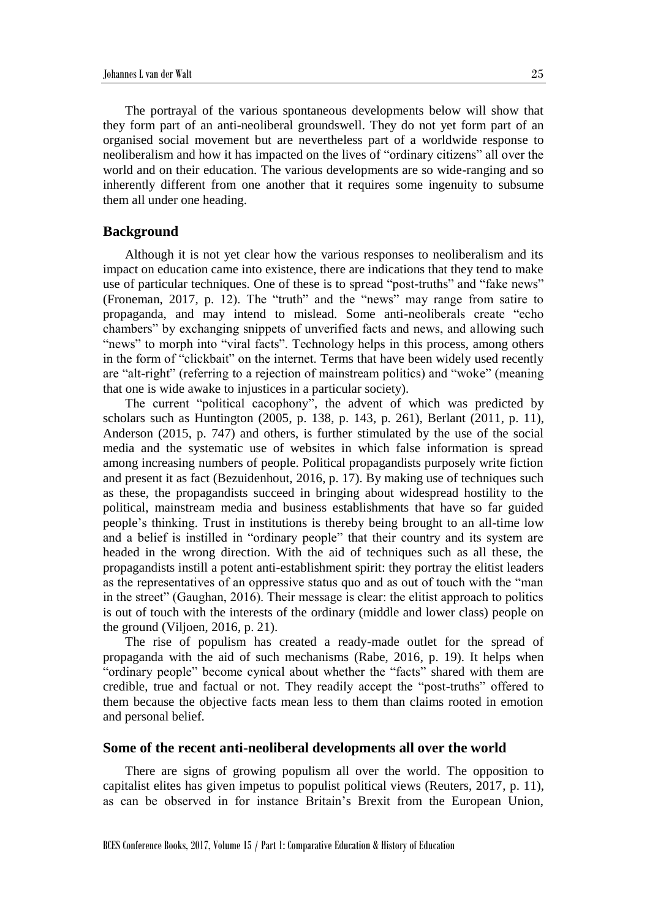The portrayal of the various spontaneous developments below will show that they form part of an anti-neoliberal groundswell. They do not yet form part of an organised social movement but are nevertheless part of a worldwide response to neoliberalism and how it has impacted on the lives of "ordinary citizens" all over the world and on their education. The various developments are so wide-ranging and so inherently different from one another that it requires some ingenuity to subsume them all under one heading.

## Background

Although it is not yet clear how the various responses to neoliberalism and its impact on education came into existence, there are indications that they tend to make use of particular techniques. One of these is to spread "post-truths" and "fake news" (Froneman, 2017, p. 12). The "truth" and the "news" may range from satire to propaganda, and may intend to mislead. Some anti-neoliberals create "echo chambers" by exchanging snippets of unverified facts and news, and allowing such "news" to morph into "viral facts". Technology helps in this process, among others in the form of "clickbait" on the internet. Terms that have been widely used recently are "alt-right" (referring to a rejection of mainstream politics) and "woke" (meaning that one is wide awake to injustices in a particular society).

The current "political cacophony", the advent of which was predicted by scholars such as Huntington (2005, p. 138, p. 143, p. 261), Berlant (2011, p. 11), Anderson (2015, p. 747) and others, is further stimulated by the use of the social media and the systematic use of websites in which false information is spread among increasing numbers of people. Political propagandists purposely write fiction and present it as fact (Bezuidenhout, 2016, p. 17). By making use of techniques such as these, the propagandists succeed in bringing about widespread hostility to the political, mainstream media and business establishments that have so far guided people's thinking. Trust in institutions is thereby being brought to an all-time low and a belief is instilled in "ordinary people" that their country and its system are headed in the wrong direction. With the aid of techniques such as all these, the propagandists instill a potent anti-establishment spirit: they portray the elitist leaders as the representatives of an oppressive status quo and as out of touch with the "man in the street" (Gaughan, 2016). Their message is clear: the elitist approach to politics is out of touch with the interests of the ordinary (middle and lower class) people on the ground (Viljoen, 2016, p. 21).

The rise of populism has created a ready-made outlet for the spread of propaganda with the aid of such mechanisms (Rabe, 2016, p. 19). It helps when "ordinary people" become cynical about whether the "facts" shared with them are credible, true and factual or not. They readily accept the "post-truths" offered to them because the objective facts mean less to them than claims rooted in emotion and personal belief.

## Some of the recent anti-neoliberal developments all over the world

There are signs of growing populism all over the world. The opposition to capitalist elites has given impetus to populist political views (Reuters, 2017, p. 11), as can be observed in for instance Britain's Brexit from the European Union,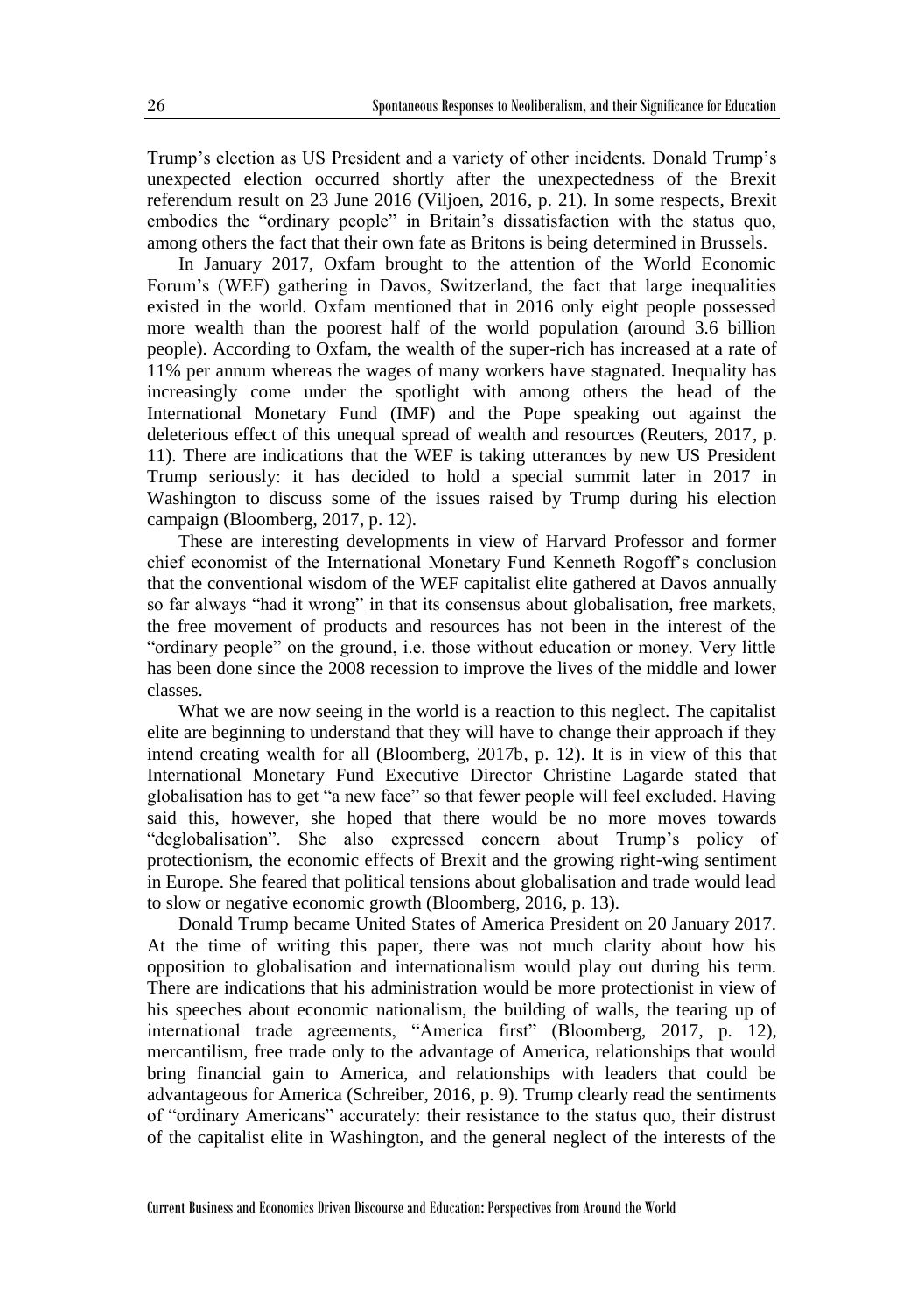Trump's election as US President and a variety of other incidents. Donald Trump's unexpected election occurred shortly after the unexpectedness of the Brexit referendum result on 23 June 2016 (Viljoen, 2016, p. 21). In some respects, Brexit embodies the "ordinary people" in Britain's dissatisfaction with the status quo, among others the fact that their own fate as Britons is being determined in Brussels.

In January 2017, Oxfam brought to the attention of the World Economic Forum's (WEF) gathering in Davos, Switzerland, the fact that large inequalities existed in the world. Oxfam mentioned that in 2016 only eight people possessed more wealth than the poorest half of the world population (around 3.6 billion people). According to Oxfam, the wealth of the super-rich has increased at a rate of 11% per annum whereas the wages of many workers have stagnated. Inequality has increasingly come under the spotlight with among others the head of the International Monetary Fund (IMF) and the Pope speaking out against the deleterious effect of this unequal spread of wealth and resources (Reuters, 2017, p. 11). There are indications that the WEF is taking utterances by new US President Trump seriously: it has decided to hold a special summit later in 2017 in Washington to discuss some of the issues raised by Trump during his election campaign (Bloomberg, 2017, p. 12).

These are interesting developments in view of Harvard Professor and former chief economist of the International Monetary Fund Kenneth Rogoff's conclusion that the conventional wisdom of the WEF capitalist elite gathered at Davos annually so far always "had it wrong" in that its consensus about globalisation, free markets, the free movement of products and resources has not been in the interest of the "ordinary people" on the ground, i.e. those without education or money. Very little has been done since the 2008 recession to improve the lives of the middle and lower classes.

What we are now seeing in the world is a reaction to this neglect. The capitalist elite are beginning to understand that they will have to change their approach if they intend creating wealth for all (Bloomberg, 2017b, p. 12). It is in view of this that International Monetary Fund Executive Director Christine Lagarde stated that globalisation has to get "a new face" so that fewer people will feel excluded. Having said this, however, she hoped that there would be no more moves towards "deglobalisation". She also expressed concern about Trump's policy of protectionism, the economic effects of Brexit and the growing right-wing sentiment in Europe. She feared that political tensions about globalisation and trade would lead to slow or negative economic growth (Bloomberg, 2016, p. 13).

Donald Trump became United States of America President on 20 January 2017. At the time of writing this paper, there was not much clarity about how his opposition to globalisation and internationalism would play out during his term. There are indications that his administration would be more protectionist in view of his speeches about economic nationalism, the building of walls, the tearing up of international trade agreements, "America first" (Bloomberg, 2017, p. 12), mercantilism, free trade only to the advantage of America, relationships that would bring financial gain to America, and relationships with leaders that could be advantageous for America (Schreiber, 2016, p. 9). Trump clearly read the sentiments of "ordinary Americans" accurately: their resistance to the status quo, their distrust of the capitalist elite in Washington, and the general neglect of the interests of the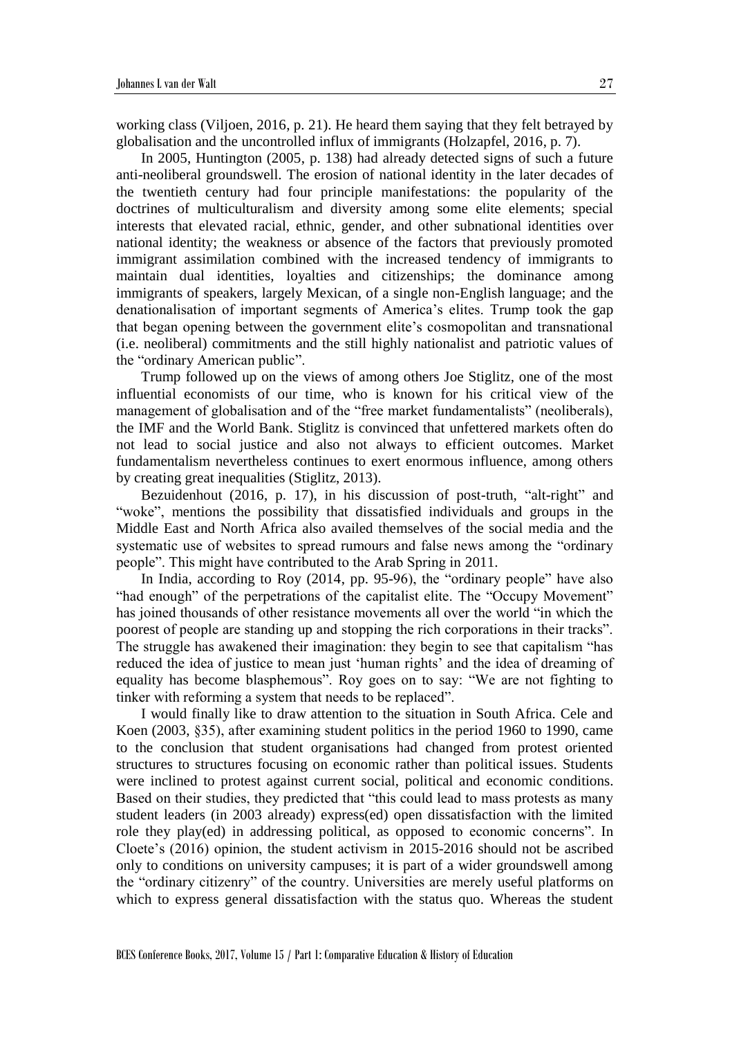working class (Viljoen, 2016, p. 21). He heard them saying that they felt betrayed by globalisation and the uncontrolled influx of immigrants (Holzapfel, 2016, p. 7).

In 2005, Huntington (2005, p. 138) had already detected signs of such a future anti-neoliberal groundswell. The erosion of national identity in the later decades of the twentieth century had four principle manifestations: the popularity of the doctrines of multiculturalism and diversity among some elite elements; special interests that elevated racial, ethnic, gender, and other subnational identities over national identity; the weakness or absence of the factors that previously promoted immigrant assimilation combined with the increased tendency of immigrants to maintain dual identities, loyalties and citizenships; the dominance among immigrants of speakers, largely Mexican, of a single non-English language; and the denationalisation of important segments of America's elites. Trump took the gap that began opening between the government elite's cosmopolitan and transnational (i.e. neoliberal) commitments and the still highly nationalist and patriotic values of the "ordinary American public".

Trump followed up on the views of among others Joe Stiglitz, one of the most influential economists of our time, who is known for his critical view of the management of globalisation and of the "free market fundamentalists" (neoliberals), the IMF and the World Bank. Stiglitz is convinced that unfettered markets often do not lead to social justice and also not always to efficient outcomes. Market fundamentalism nevertheless continues to exert enormous influence, among others by creating great inequalities (Stiglitz, 2013).

Bezuidenhout (2016, p. 17), in his discussion of post-truth, "alt-right" and "woke", mentions the possibility that dissatisfied individuals and groups in the Middle East and North Africa also availed themselves of the social media and the systematic use of websites to spread rumours and false news among the "ordinary people". This might have contributed to the Arab Spring in 2011.

In India, according to Roy (2014, pp. 95-96), the "ordinary people" have also "had enough" of the perpetrations of the capitalist elite. The "Occupy Movement" has joined thousands of other resistance movements all over the world "in which the poorest of people are standing up and stopping the rich corporations in their tracks". The struggle has awakened their imagination: they begin to see that capitalism "has reduced the idea of justice to mean just 'human rights' and the idea of dreaming of equality has become blasphemous". Roy goes on to say: "We are not fighting to tinker with reforming a system that needs to be replaced".

I would finally like to draw attention to the situation in South Africa. Cele and Koen (2003, §35), after examining student politics in the period 1960 to 1990, came to the conclusion that student organisations had changed from protest oriented structures to structures focusing on economic rather than political issues. Students were inclined to protest against current social, political and economic conditions. Based on their studies, they predicted that "this could lead to mass protests as many student leaders (in 2003 already) express(ed) open dissatisfaction with the limited role they play(ed) in addressing political, as opposed to economic concerns". In Cloete's (2016) opinion, the student activism in 2015-2016 should not be ascribed only to conditions on university campuses; it is part of a wider groundswell among the "ordinary citizenry" of the country. Universities are merely useful platforms on which to express general dissatisfaction with the status quo. Whereas the student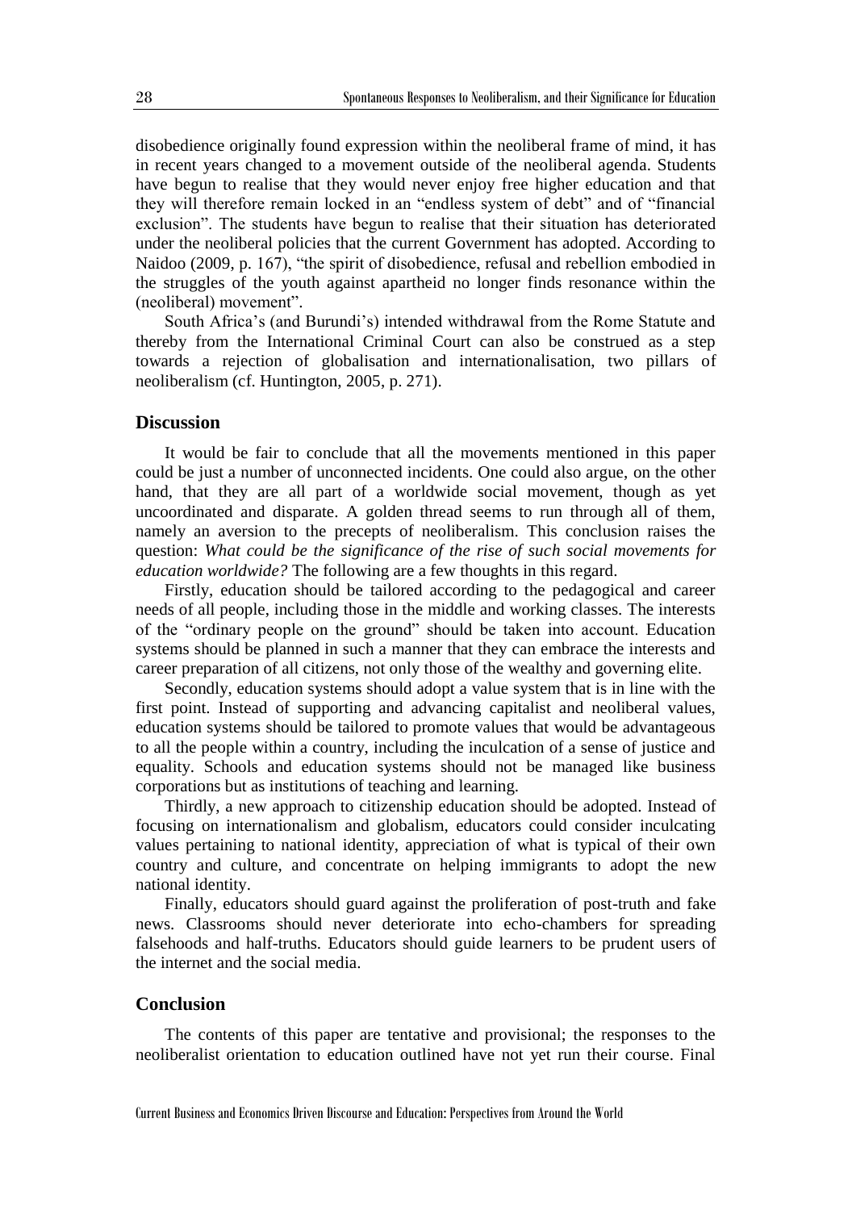disobedience originally found expression within the neoliberal frame of mind, it has in recent years changed to a movement outside of the neoliberal agenda. Students have begun to realise that they would never enjoy free higher education and that they will therefore remain locked in an "endless system of debt" and of "financial exclusion". The students have begun to realise that their situation has deteriorated under the neoliberal policies that the current Government has adopted. According to Naidoo (2009, p. 167), "the spirit of disobedience, refusal and rebellion embodied in the struggles of the youth against apartheid no longer finds resonance within the (neoliberal) movement".

South Africa's (and Burundi's) intended withdrawal from the Rome Statute and thereby from the International Criminal Court can also be construed as a step towards a rejection of globalisation and internationalisation, two pillars of neoliberalism (cf. Huntington, 2005, p. 271).

## Discussion

It would be fair to conclude that all the movements mentioned in this paper could be just a number of unconnected incidents. One could also argue, on the other hand, that they are all part of a worldwide social movement, though as yet uncoordinated and disparate. A golden thread seems to run through all of them, namely an aversion to the precepts of neoliberalism. This conclusion raises the question: *What could be the significance of the rise of such social movements for education worldwide?* The following are a few thoughts in this regard.

Firstly, education should be tailored according to the pedagogical and career needs of all people, including those in the middle and working classes. The interests of the "ordinary people on the ground" should be taken into account. Education systems should be planned in such a manner that they can embrace the interests and career preparation of all citizens, not only those of the wealthy and governing elite.

Secondly, education systems should adopt a value system that is in line with the first point. Instead of supporting and advancing capitalist and neoliberal values, education systems should be tailored to promote values that would be advantageous to all the people within a country, including the inculcation of a sense of justice and equality. Schools and education systems should not be managed like business corporations but as institutions of teaching and learning.

Thirdly, a new approach to citizenship education should be adopted. Instead of focusing on internationalism and globalism, educators could consider inculcating values pertaining to national identity, appreciation of what is typical of their own country and culture, and concentrate on helping immigrants to adopt the new national identity.

Finally, educators should guard against the proliferation of post-truth and fake news. Classrooms should never deteriorate into echo-chambers for spreading falsehoods and half-truths. Educators should guide learners to be prudent users of the internet and the social media.

## Conclusion

The contents of this paper are tentative and provisional; the responses to the neoliberalist orientation to education outlined have not yet run their course. Final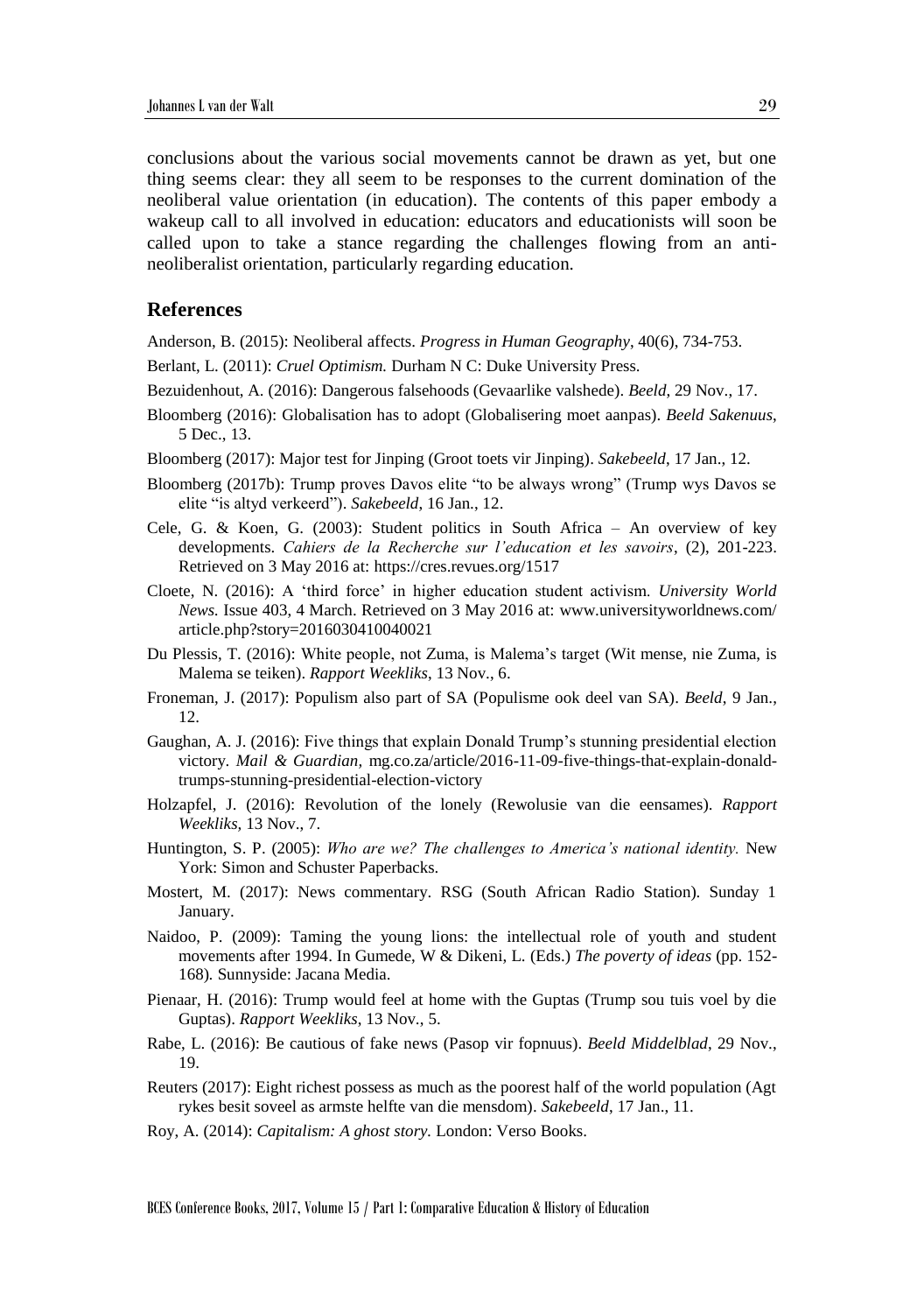conclusions about the various social movements cannot be drawn as yet, but one thing seems clear: they all seem to be responses to the current domination of the neoliberal value orientation (in education). The contents of this paper embody a wakeup call to all involved in education: educators and educationists will soon be called upon to take a stance regarding the challenges flowing from an anti-neoliberalist orientation, particularly regarding education.

## References

Anderson, B. (2015): Neoliberal affects. *Progress in Human Geography*, 40(6), 734-753.

Berlant, L. (2011): *Cruel Optimism.* Durham N C: Duke University Press.

Bezuidenhout, A. (2016): Dangerous falsehoods (Gevaarlike valshede). *Beeld*, 29 Nov., 17.

Bloomberg (2016): Globalisation has to adopt (Globalisering moet aanpas). *Beeld Sakenuus*, 5 Dec., 13.

Bloomberg (2017): Major test for Jinping (Groot toets vir Jinping). *Sakebeeld*, 17 Jan., 12.

Bloomberg (2017b): Trump proves Davos elite "to be always wrong" (Trump wys Davos se elite "is altyd verkeerd"). *Sakebeeld*, 16 Jan., 12.

Cele, G. & Koen, G. (2003): Student politics in South Africa – An overview of key developments. *Cahiers de la Recherche sur l'education et les savoirs*, (2), 201-223. Retrieved on 3 May 2016 at: https://cres.revues.org/1517

Cloete, N. (2016): A 'third force' in higher education student activism. *University World News.* Issue 403, 4 March. Retrieved on 3 May 2016 at: www.universityworldnews.com/article.php?story=2016030410040021

Du Plessis, T. (2016): White people, not Zuma, is Malema's target (Wit mense, nie Zuma, is Malema se teiken). *Rapport Weekliks*, 13 Nov., 6.

Froneman, J. (2017): Populism also part of SA (Populisme ook deel van SA). *Beeld*, 9 Jan., 12.

Gaughan, A. J. (2016): Five things that explain Donald Trump's stunning presidential election victory. *Mail & Guardian,* mg.co.za/article/2016-11-09-five-things-that-explain-donald-trumps-stunning-presidential-election-victory

Holzapfel, J. (2016): Revolution of the lonely (Rewolusie van die eensames). *Rapport Weekliks,* 13 Nov., 7.

Huntington, S. P. (2005): *Who are we? The challenges to America's national identity.* New York: Simon and Schuster Paperbacks.

Mostert, M. (2017): News commentary. RSG (South African Radio Station). Sunday 1 January.

Naidoo, P. (2009): Taming the young lions: the intellectual role of youth and student movements after 1994. In Gumede, W & Dikeni, L. (Eds.) *The poverty of ideas* (pp. 152-168). Sunnyside: Jacana Media.

Pienaar, H. (2016): Trump would feel at home with the Guptas (Trump sou tuis voel by die Guptas). *Rapport Weekliks*, 13 Nov., 5.

Rabe, L. (2016): Be cautious of fake news (Pasop vir fopnuus). *Beeld Middelblad*, 29 Nov., 19.

Reuters (2017): Eight richest possess as much as the poorest half of the world population (Agt rykes besit soveel as armste helfte van die mensdom). *Sakebeeld*, 17 Jan., 11.

Roy, A. (2014): *Capitalism: A ghost story.* London: Verso Books.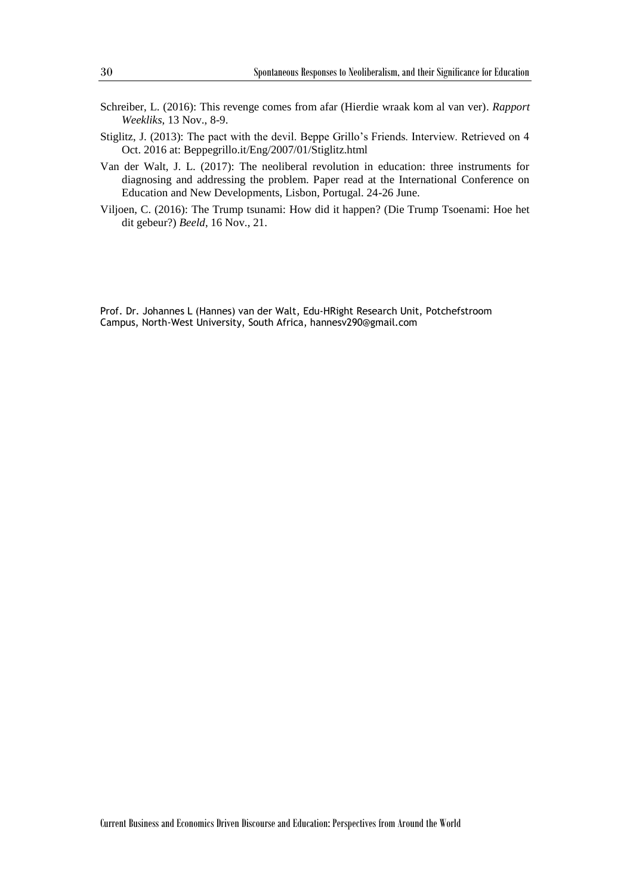Schreiber, L. (2016): This revenge comes from afar (Hierdie wraak kom al van ver). *Rapport Weekliks*, 13 Nov., 8-9.

Stiglitz, J. (2013): The pact with the devil. Beppe Grillo's Friends. Interview. Retrieved on 4 Oct. 2016 at: Beppegrillo.it/Eng/2007/01/Stiglitz.html

Van der Walt, J. L. (2017): The neoliberal revolution in education: three instruments for diagnosing and addressing the problem. Paper read at the International Conference on Education and New Developments, Lisbon, Portugal. 24-26 June.

Viljoen, C. (2016): The Trump tsunami: How did it happen? (Die Trump Tsoenami: Hoe het dit gebeur?) *Beeld*, 16 Nov., 21.

Prof. Dr. Johannes L (Hannes) van der Walt, Edu-HRight Research Unit, Potchefstroom Campus, North-West University, South Africa, hannesv290@gmail.com